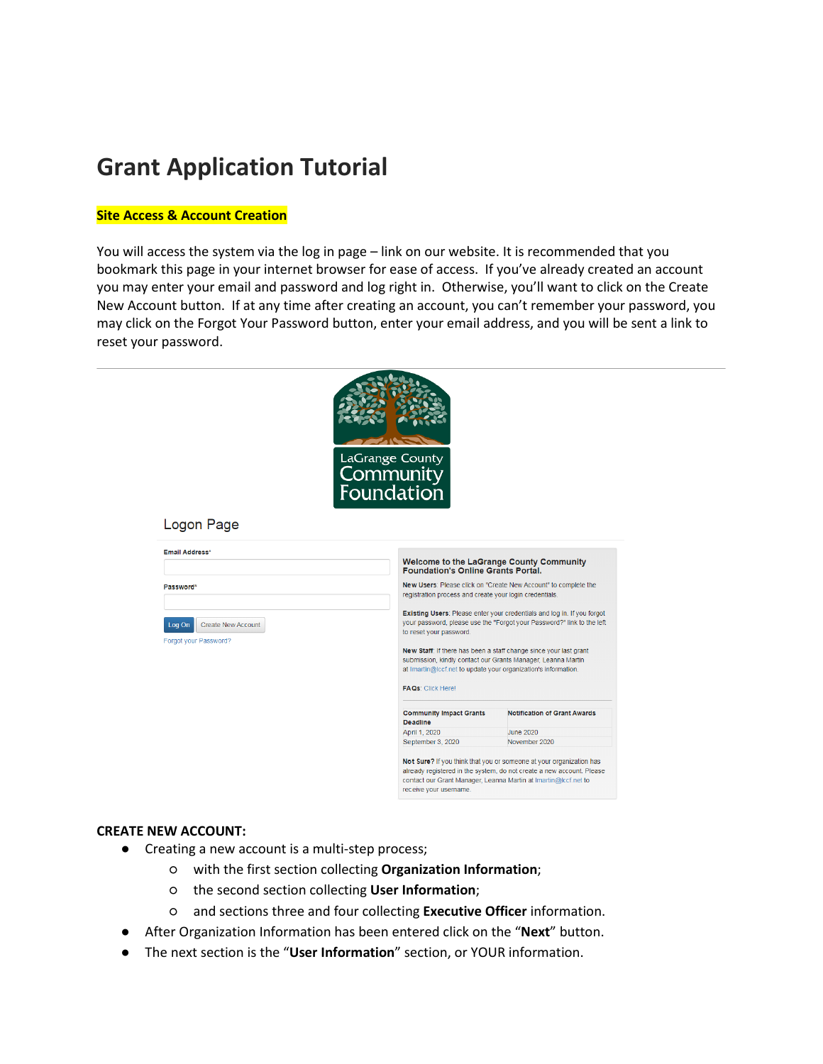# Grant Application Tutorial

## Site Access & Account Creation

You will access the system via the log in page – link on our website. It is recommended that you bookmark this page in your internet browser for ease of access. If you've already created an account you may enter your email and password and log right in. Otherwise, you'll want to click on the Create New Account button. If at any time after creating an account, you can't remember your password, you may click on the Forgot Your Password button, enter your email address, and you will be sent a link to reset your password.

---

LaGrange County Community Foundation

Logon Page

Email Address*

Password*

Log On | Create New Account

Forgot your Password?

**Welcome to the LaGrange County Community Foundation's Online Grants Portal.**

**New Users**: Please click on "Create New Account" to complete the registration process and create your login credentials.

**Existing Users**: Please enter your credentials and log in. If you forgot your password, please use the "Forgot your Password?" link to the left to reset your password.

**New Staff**: If there has been a staff change since your last grant submission, kindly contact our Grants Manager, Leanna Martin at lmartin@lccf.net to update your organization's information.

**FAQs**: Click Here!

| Community Impact Grants Deadline | Notification of Grant Awards |
|---|---|
| April 1, 2020 | June 2020 |
| September 3, 2020 | November 2020 |

**Not Sure?** If you think that you or someone at your organization has already registered in the system, do not create a new account. Please contact our Grant Manager, Leanna Martin at lmartin@lccf.net to receive your username.

**CREATE NEW ACCOUNT:**

- Creating a new account is a multi-step process;
  - with the first section collecting **Organization Information**;
  - the second section collecting **User Information**;
  - and sections three and four collecting **Executive Officer** information.
- After Organization Information has been entered click on the "**Next**" button.
- The next section is the "**User Information**" section, or YOUR information.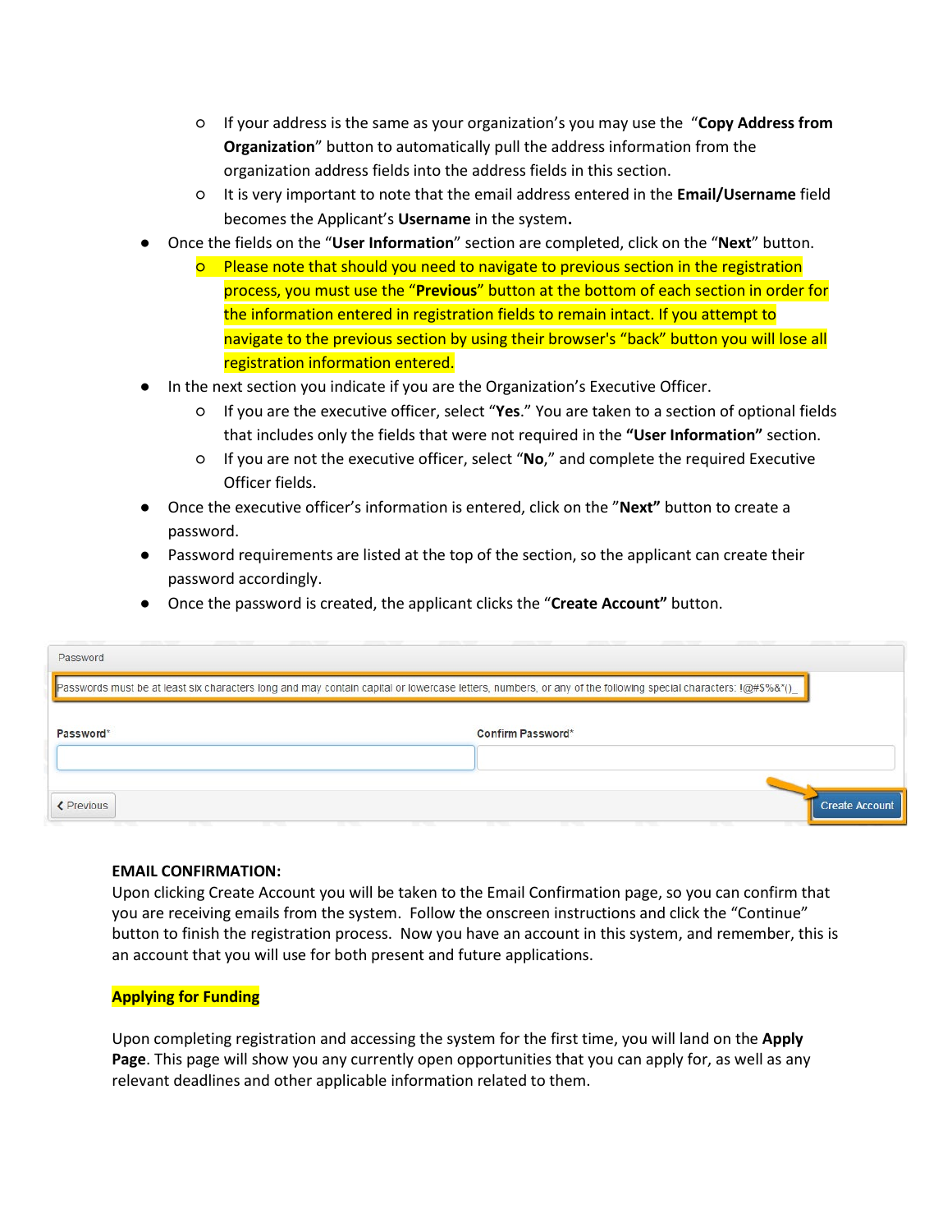- If your address is the same as your organization's you may use the "**Copy Address from Organization**" button to automatically pull the address information from the organization address fields into the address fields in this section.
  - It is very important to note that the email address entered in the **Email/Username** field becomes the Applicant's **Username** in the system**.**
- Once the fields on the "**User Information**" section are completed, click on the "**Next**" button.
  - Please note that should you need to navigate to previous section in the registration process, you must use the "**Previous**" button at the bottom of each section in order for the information entered in registration fields to remain intact. If you attempt to navigate to the previous section by using their browser's "back" button you will lose all registration information entered.
- In the next section you indicate if you are the Organization's Executive Officer.
  - If you are the executive officer, select "**Yes**." You are taken to a section of optional fields that includes only the fields that were not required in the **"User Information"** section.
  - If you are not the executive officer, select "**No**," and complete the required Executive Officer fields.
- Once the executive officer's information is entered, click on the "**Next"** button to create a password.
- Password requirements are listed at the top of the section, so the applicant can create their password accordingly.
- Once the password is created, the applicant clicks the "**Create Account"** button.

Password

Passwords must be at least six characters long and may contain capital or lowercase letters, numbers, or any of the following special characters: !@#$%&*()_

Password* Confirm Password*

Previous Create Account

**EMAIL CONFIRMATION:**

Upon clicking Create Account you will be taken to the Email Confirmation page, so you can confirm that you are receiving emails from the system. Follow the onscreen instructions and click the "Continue" button to finish the registration process. Now you have an account in this system, and remember, this is an account that you will use for both present and future applications.

**Applying for Funding**

Upon completing registration and accessing the system for the first time, you will land on the **Apply Page**. This page will show you any currently open opportunities that you can apply for, as well as any relevant deadlines and other applicable information related to them.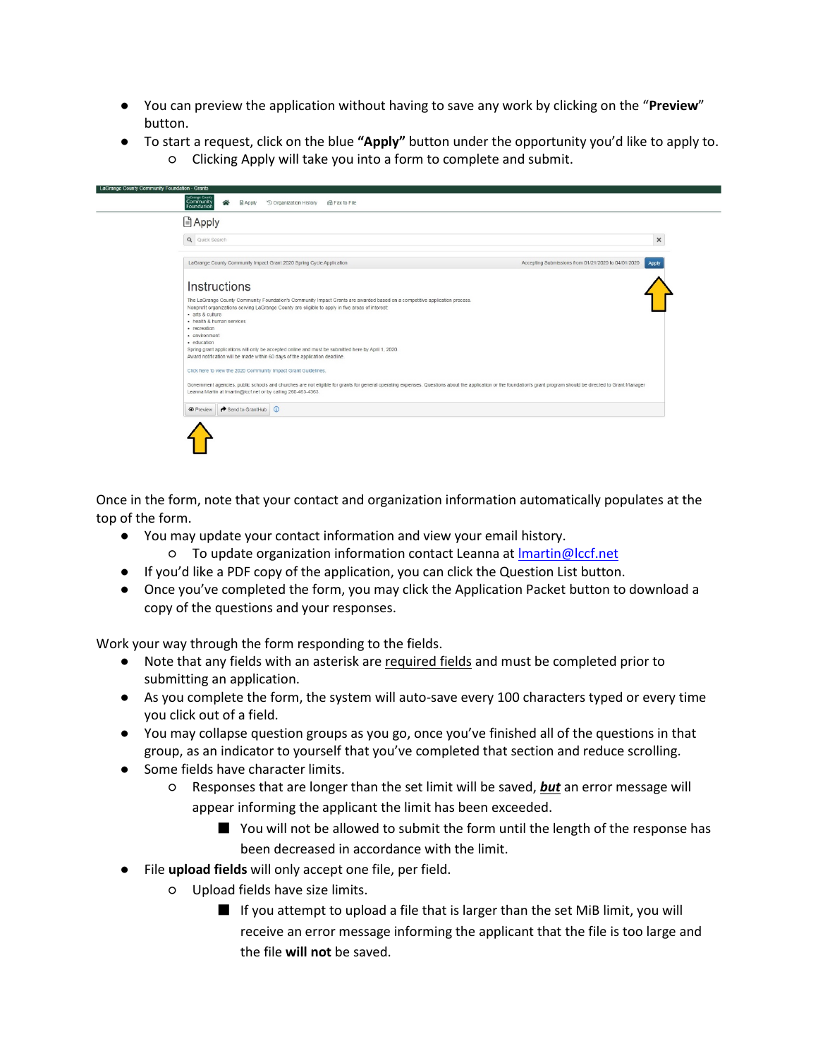- You can preview the application without having to save any work by clicking on the "**Preview**" button.
- To start a request, click on the blue **"Apply"** button under the opportunity you'd like to apply to.
  - Clicking Apply will take you into a form to complete and submit.

Once in the form, note that your contact and organization information automatically populates at the top of the form.

- You may update your contact information and view your email history.
  - To update organization information contact Leanna at [lmartin@lccf.net](mailto:lmartin@lccf.net)
- If you'd like a PDF copy of the application, you can click the Question List button.
- Once you've completed the form, you may click the Application Packet button to download a copy of the questions and your responses.

Work your way through the form responding to the fields.

- Note that any fields with an asterisk are <u>required fields</u> and must be completed prior to submitting an application.
- As you complete the form, the system will auto-save every 100 characters typed or every time you click out of a field.
- You may collapse question groups as you go, once you've finished all of the questions in that group, as an indicator to yourself that you've completed that section and reduce scrolling.
- Some fields have character limits.
  - Responses that are longer than the set limit will be saved, ***<u>but</u>*** an error message will appear informing the applicant the limit has been exceeded.
    - You will not be allowed to submit the form until the length of the response has been decreased in accordance with the limit.
- File **upload fields** will only accept one file, per field.
  - Upload fields have size limits.
    - If you attempt to upload a file that is larger than the set MiB limit, you will receive an error message informing the applicant that the file is too large and the file **will not** be saved.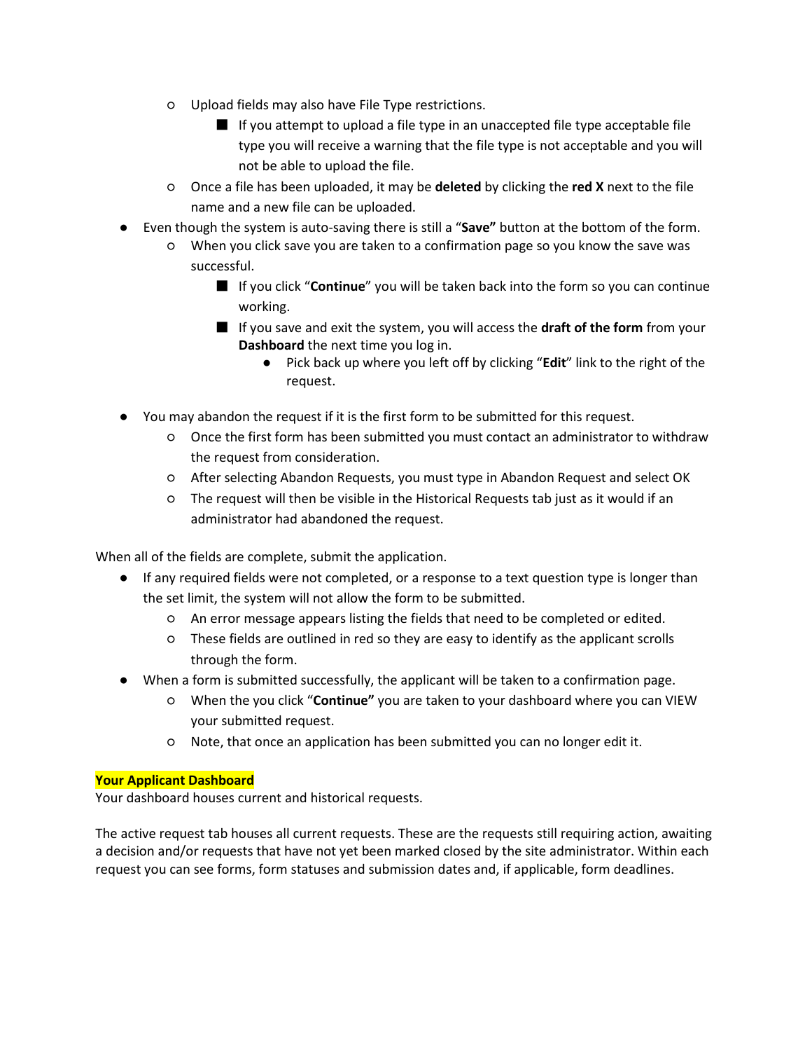- Upload fields may also have File Type restrictions.
    - If you attempt to upload a file type in an unaccepted file type acceptable file type you will receive a warning that the file type is not acceptable and you will not be able to upload the file.
  - Once a file has been uploaded, it may be **deleted** by clicking the **red X** next to the file name and a new file can be uploaded.
- Even though the system is auto-saving there is still a "**Save"** button at the bottom of the form.
  - When you click save you are taken to a confirmation page so you know the save was successful.
    - If you click "**Continue**" you will be taken back into the form so you can continue working.
    - If you save and exit the system, you will access the **draft of the form** from your **Dashboard** the next time you log in.
      - Pick back up where you left off by clicking "**Edit**" link to the right of the request.
- You may abandon the request if it is the first form to be submitted for this request.
  - Once the first form has been submitted you must contact an administrator to withdraw the request from consideration.
  - After selecting Abandon Requests, you must type in Abandon Request and select OK
  - The request will then be visible in the Historical Requests tab just as it would if an administrator had abandoned the request.

When all of the fields are complete, submit the application.

- If any required fields were not completed, or a response to a text question type is longer than the set limit, the system will not allow the form to be submitted.
  - An error message appears listing the fields that need to be completed or edited.
  - These fields are outlined in red so they are easy to identify as the applicant scrolls through the form.
- When a form is submitted successfully, the applicant will be taken to a confirmation page.
  - When the you click "**Continue"** you are taken to your dashboard where you can VIEW your submitted request.
  - Note, that once an application has been submitted you can no longer edit it.

**Your Applicant Dashboard**

Your dashboard houses current and historical requests.

The active request tab houses all current requests. These are the requests still requiring action, awaiting a decision and/or requests that have not yet been marked closed by the site administrator. Within each request you can see forms, form statuses and submission dates and, if applicable, form deadlines.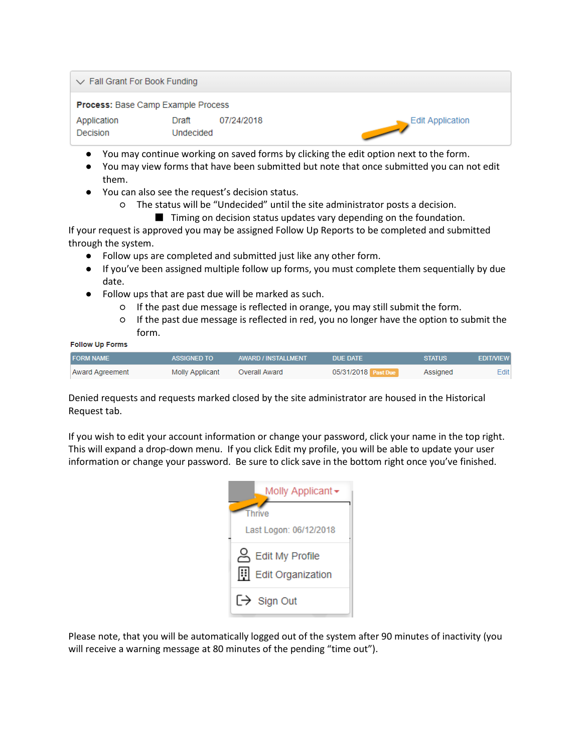Fall Grant For Book Funding

**Process:** Base Camp Example Process

| | | | |
|---|---|---|---|
| Application | Draft | 07/24/2018 | Edit Application |
| Decision | Undecided | | |

- You may continue working on saved forms by clicking the edit option next to the form.
- You may view forms that have been submitted but note that once submitted you can not edit them.
- You can also see the request's decision status.
  - The status will be "Undecided" until the site administrator posts a decision.
    - Timing on decision status updates vary depending on the foundation.

If your request is approved you may be assigned Follow Up Reports to be completed and submitted through the system.

- Follow ups are completed and submitted just like any other form.
- If you've been assigned multiple follow up forms, you must complete them sequentially by due date.
- Follow ups that are past due will be marked as such.
  - If the past due message is reflected in orange, you may still submit the form.
  - If the past due message is reflected in red, you no longer have the option to submit the form.

**Follow Up Forms**

| FORM NAME | ASSIGNED TO | AWARD / INSTALLMENT | DUE DATE | STATUS | EDIT/VIEW |
|---|---|---|---|---|---|
| Award Agreement | Molly Applicant | Overall Award | 05/31/2018 Past Due | Assigned | Edit |

Denied requests and requests marked closed by the site administrator are housed in the Historical Request tab.

If you wish to edit your account information or change your password, click your name in the top right. This will expand a drop-down menu. If you click Edit my profile, you will be able to update your user information or change your password. Be sure to click save in the bottom right once you've finished.

Molly Applicant
Thrive
Last Logon: 06/12/2018
Edit My Profile
Edit Organization
Sign Out

Please note, that you will be automatically logged out of the system after 90 minutes of inactivity (you will receive a warning message at 80 minutes of the pending "time out").